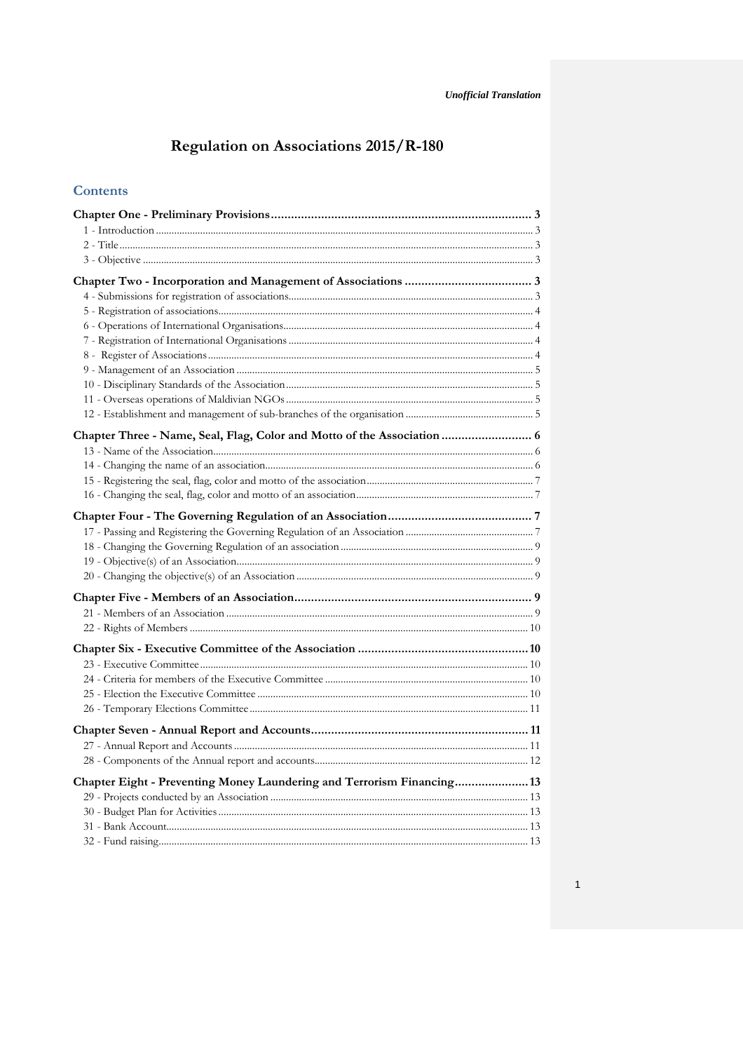*Unofficial Translation*

# Regulation on Associations 2015/R-180

## Contents

**Chapter One - Preliminary Provisions** ..... 3
- 1 - Introduction ..... 3
- 2 - Title ..... 3
- 3 - Objective ..... 3

**Chapter Two - Incorporation and Management of Associations** ..... 3
- 4 - Submissions for registration of associations ..... 3
- 5 - Registration of associations ..... 4
- 6 - Operations of International Organisations ..... 4
- 7 - Registration of International Organisations ..... 4
- 8 - Register of Associations ..... 4
- 9 - Management of an Association ..... 5
- 10 - Disciplinary Standards of the Association ..... 5
- 11 - Overseas operations of Maldivian NGOs ..... 5
- 12 - Establishment and management of sub-branches of the organisation ..... 5

**Chapter Three - Name, Seal, Flag, Color and Motto of the Association** ..... 6
- 13 - Name of the Association ..... 6
- 14 - Changing the name of an association ..... 6
- 15 - Registering the seal, flag, color and motto of the association ..... 7
- 16 - Changing the seal, flag, color and motto of an association ..... 7

**Chapter Four - The Governing Regulation of an Association** ..... 7
- 17 - Passing and Registering the Governing Regulation of an Association ..... 7
- 18 - Changing the Governing Regulation of an association ..... 9
- 19 - Objective(s) of an Association ..... 9
- 20 - Changing the objective(s) of an Association ..... 9

**Chapter Five - Members of an Association** ..... 9
- 21 - Members of an Association ..... 9
- 22 - Rights of Members ..... 10

**Chapter Six - Executive Committee of the Association** ..... 10
- 23 - Executive Committee ..... 10
- 24 - Criteria for members of the Executive Committee ..... 10
- 25 - Election the Executive Committee ..... 10
- 26 - Temporary Elections Committee ..... 11

**Chapter Seven - Annual Report and Accounts** ..... 11
- 27 - Annual Report and Accounts ..... 11
- 28 - Components of the Annual report and accounts ..... 12

**Chapter Eight - Preventing Money Laundering and Terrorism Financing** ..... 13
- 29 - Projects conducted by an Association ..... 13
- 30 - Budget Plan for Activities ..... 13
- 31 - Bank Account ..... 13
- 32 - Fund raising ..... 13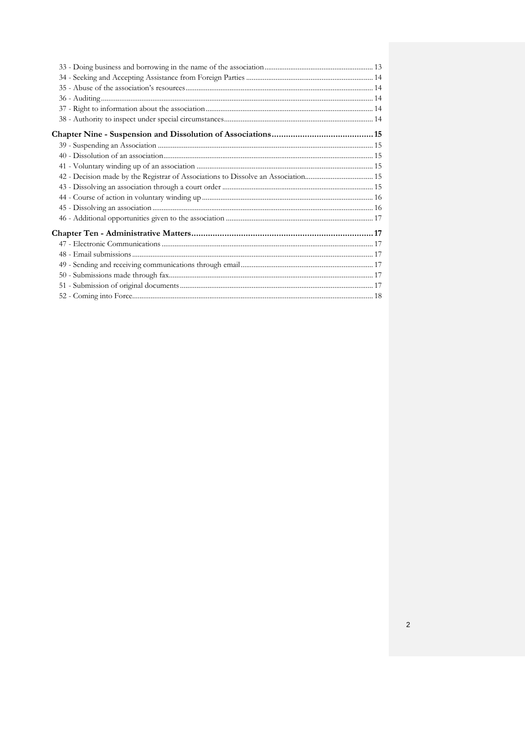33 - Doing business and borrowing in the name of the association .......... 13
34 - Seeking and Accepting Assistance from Foreign Parties .......... 14
35 - Abuse of the association's resources .......... 14
36 - Auditing .......... 14
37 - Right to information about the association .......... 14
38 - Authority to inspect under special circumstances .......... 14

**Chapter Nine - Suspension and Dissolution of Associations .......... 15**

39 - Suspending an Association .......... 15
40 - Dissolution of an association .......... 15
41 - Voluntary winding up of an association .......... 15
42 - Decision made by the Registrar of Associations to Dissolve an Association .......... 15
43 - Dissolving an association through a court order .......... 15
44 - Course of action in voluntary winding up .......... 16
45 - Dissolving an association .......... 16
46 - Additional opportunities given to the association .......... 17

**Chapter Ten - Administrative Matters .......... 17**

47 - Electronic Communications .......... 17
48 - Email submissions .......... 17
49 - Sending and receiving communications through email .......... 17
50 - Submissions made through fax .......... 17
51 - Submission of original documents .......... 17
52 - Coming into Force .......... 18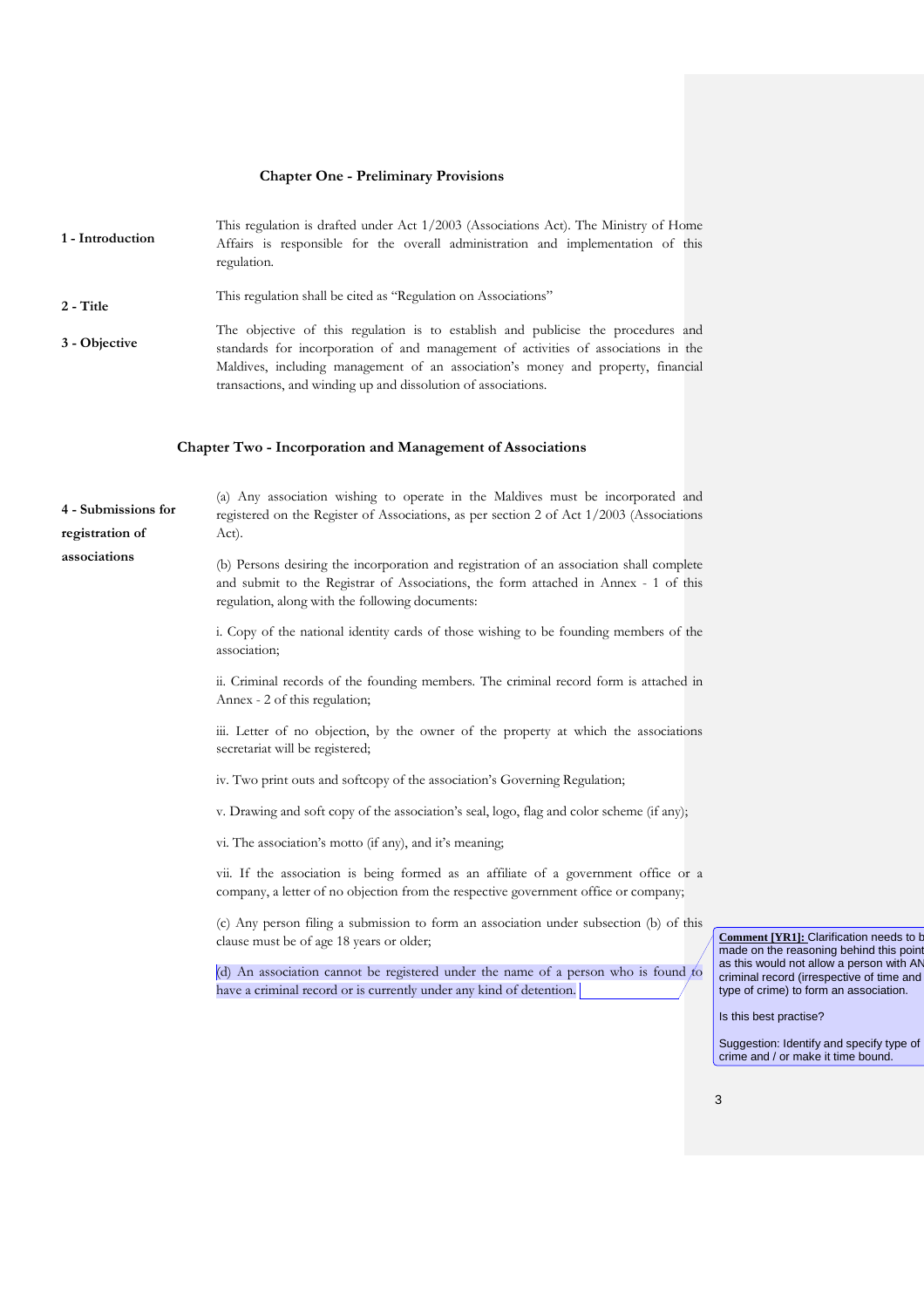## Chapter One - Preliminary Provisions

**1 - Introduction**

This regulation is drafted under Act 1/2003 (Associations Act). The Ministry of Home Affairs is responsible for the overall administration and implementation of this regulation.

**2 - Title**

This regulation shall be cited as "Regulation on Associations"

**3 - Objective**

The objective of this regulation is to establish and publicise the procedures and standards for incorporation of and management of activities of associations in the Maldives, including management of an association's money and property, financial transactions, and winding up and dissolution of associations.

## Chapter Two - Incorporation and Management of Associations

**4 - Submissions for registration of associations**

(a) Any association wishing to operate in the Maldives must be incorporated and registered on the Register of Associations, as per section 2 of Act 1/2003 (Associations Act).

(b) Persons desiring the incorporation and registration of an association shall complete and submit to the Registrar of Associations, the form attached in Annex - 1 of this regulation, along with the following documents:

i. Copy of the national identity cards of those wishing to be founding members of the association;

ii. Criminal records of the founding members. The criminal record form is attached in Annex - 2 of this regulation;

iii. Letter of no objection, by the owner of the property at which the associations secretariat will be registered;

iv. Two print outs and softcopy of the association's Governing Regulation;

v. Drawing and soft copy of the association's seal, logo, flag and color scheme (if any);

vi. The association's motto (if any), and it's meaning;

vii. If the association is being formed as an affiliate of a government office or a company, a letter of no objection from the respective government office or company;

(c) Any person filing a submission to form an association under subsection (b) of this clause must be of age 18 years or older;

(d) An association cannot be registered under the name of a person who is found to have a criminal record or is currently under any kind of detention.

> **Comment [YR1]:** Clarification needs to b[e] made on the reasoning behind this point as this would not allow a person with AN[Y] criminal record (irrespective of time and type of crime) to form an association.
>
> Is this best practise?
>
> Suggestion: Identify and specify type of crime and / or make it time bound.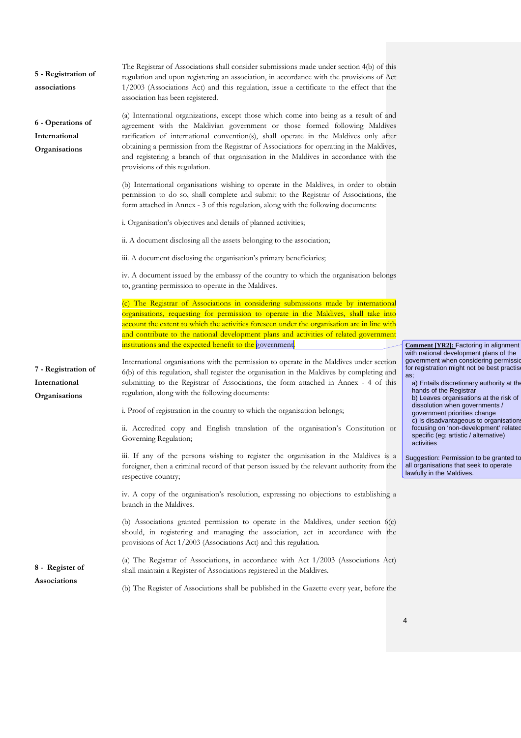**5 - Registration of associations**

The Registrar of Associations shall consider submissions made under section 4(b) of this regulation and upon registering an association, in accordance with the provisions of Act 1/2003 (Associations Act) and this regulation, issue a certificate to the effect that the association has been registered.

**6 - Operations of International Organisations**

(a) International organizations, except those which come into being as a result of and agreement with the Maldivian government or those formed following Maldives ratification of international convention(s), shall operate in the Maldives only after obtaining a permission from the Registrar of Associations for operating in the Maldives, and registering a branch of that organisation in the Maldives in accordance with the provisions of this regulation.

(b) International organisations wishing to operate in the Maldives, in order to obtain permission to do so, shall complete and submit to the Registrar of Associations, the form attached in Annex - 3 of this regulation, along with the following documents:

i. Organisation's objectives and details of planned activities;

ii. A document disclosing all the assets belonging to the association;

iii. A document disclosing the organisation's primary beneficiaries;

iv. A document issued by the embassy of the country to which the organisation belongs to, granting permission to operate in the Maldives.

(c) The Registrar of Associations in considering submissions made by international organisations, requesting for permission to operate in the Maldives, shall take into account the extent to which the activities foreseen under the organisation are in line with and contribute to the national development plans and activities of related government institutions and the expected benefit to the government.

> **Comment [YR2]:** Factoring in alignment with national development plans of the government when considering permission for registration might not be best practise as;
> a) Entails discretionary authority at the hands of the Registrar
> b) Leaves organisations at the risk of dissolution when governments / government priorities change
> c) Is disadvantageous to organisations focusing on 'non-development' related specific (eg: artistic / alternative) activities
>
> Suggestion: Permission to be granted to all organisations that seek to operate lawfully in the Maldives.

**7 - Registration of International Organisations**

International organisations with the permission to operate in the Maldives under section 6(b) of this regulation, shall register the organisation in the Maldives by completing and submitting to the Registrar of Associations, the form attached in Annex - 4 of this regulation, along with the following documents:

i. Proof of registration in the country to which the organisation belongs;

ii. Accredited copy and English translation of the organisation's Constitution or Governing Regulation;

iii. If any of the persons wishing to register the organisation in the Maldives is a foreigner, then a criminal record of that person issued by the relevant authority from the respective country;

iv. A copy of the organisation's resolution, expressing no objections to establishing a branch in the Maldives.

(b) Associations granted permission to operate in the Maldives, under section 6(c) should, in registering and managing the association, act in accordance with the provisions of Act 1/2003 (Associations Act) and this regulation.

**8 - Register of Associations**

(a) The Registrar of Associations, in accordance with Act 1/2003 (Associations Act) shall maintain a Register of Associations registered in the Maldives.

(b) The Register of Associations shall be published in the Gazette every year, before the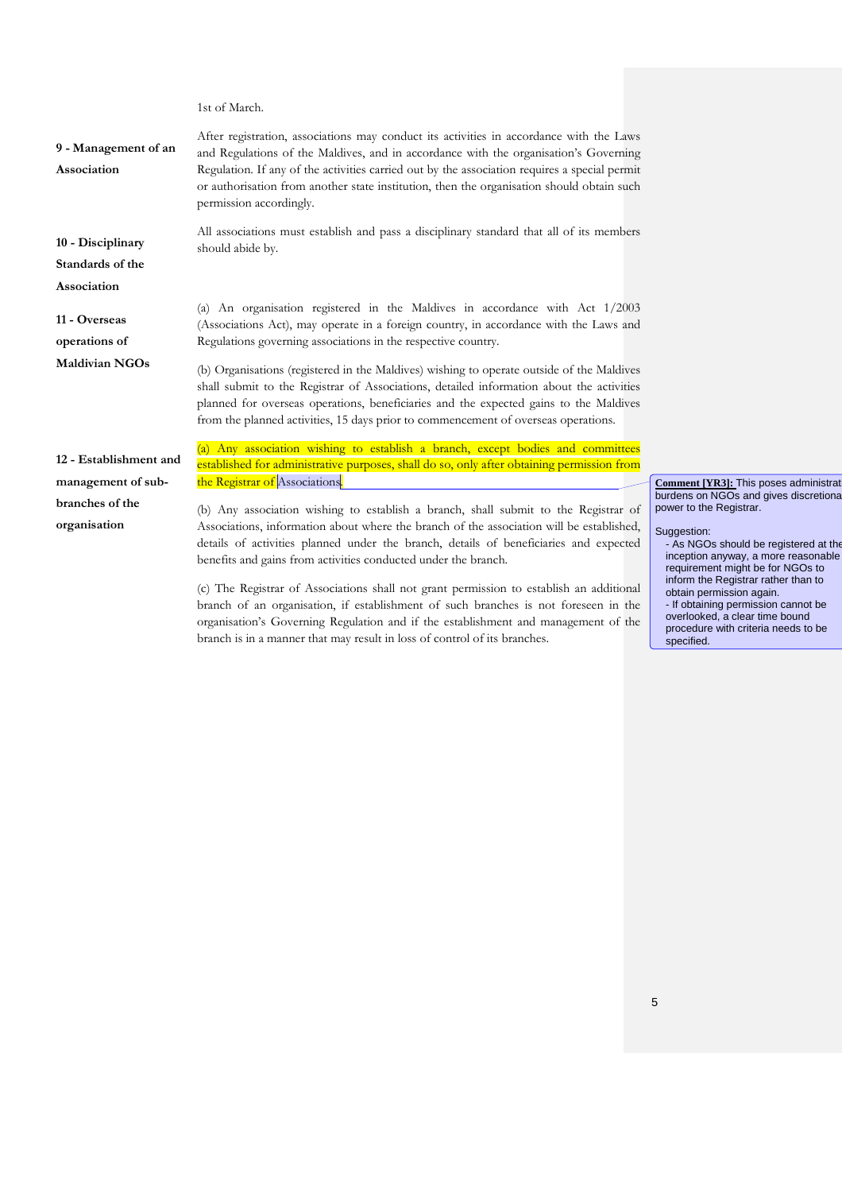1st of March.

**9 - Management of an Association**

After registration, associations may conduct its activities in accordance with the Laws and Regulations of the Maldives, and in accordance with the organisation's Governing Regulation. If any of the activities carried out by the association requires a special permit or authorisation from another state institution, then the organisation should obtain such permission accordingly.

**10 - Disciplinary Standards of the Association**

All associations must establish and pass a disciplinary standard that all of its members should abide by.

**11 - Overseas operations of Maldivian NGOs**

(a) An organisation registered in the Maldives in accordance with Act 1/2003 (Associations Act), may operate in a foreign country, in accordance with the Laws and Regulations governing associations in the respective country.

(b) Organisations (registered in the Maldives) wishing to operate outside of the Maldives shall submit to the Registrar of Associations, detailed information about the activities planned for overseas operations, beneficiaries and the expected gains to the Maldives from the planned activities, 15 days prior to commencement of overseas operations.

**12 - Establishment and management of sub-branches of the organisation**

(a) Any association wishing to establish a branch, except bodies and committees established for administrative purposes, shall do so, only after obtaining permission from the Registrar of Associations.

> **Comment [YR3]:** This poses administrat burdens on NGOs and gives discretiona power to the Registrar.
>
> Suggestion:
> - As NGOs should be registered at the inception anyway, a more reasonable requirement might be for NGOs to inform the Registrar rather than to obtain permission again.
> - If obtaining permission cannot be overlooked, a clear time bound procedure with criteria needs to be specified.

(b) Any association wishing to establish a branch, shall submit to the Registrar of Associations, information about where the branch of the association will be established, details of activities planned under the branch, details of beneficiaries and expected benefits and gains from activities conducted under the branch.

(c) The Registrar of Associations shall not grant permission to establish an additional branch of an organisation, if establishment of such branches is not foreseen in the organisation's Governing Regulation and if the establishment and management of the branch is in a manner that may result in loss of control of its branches.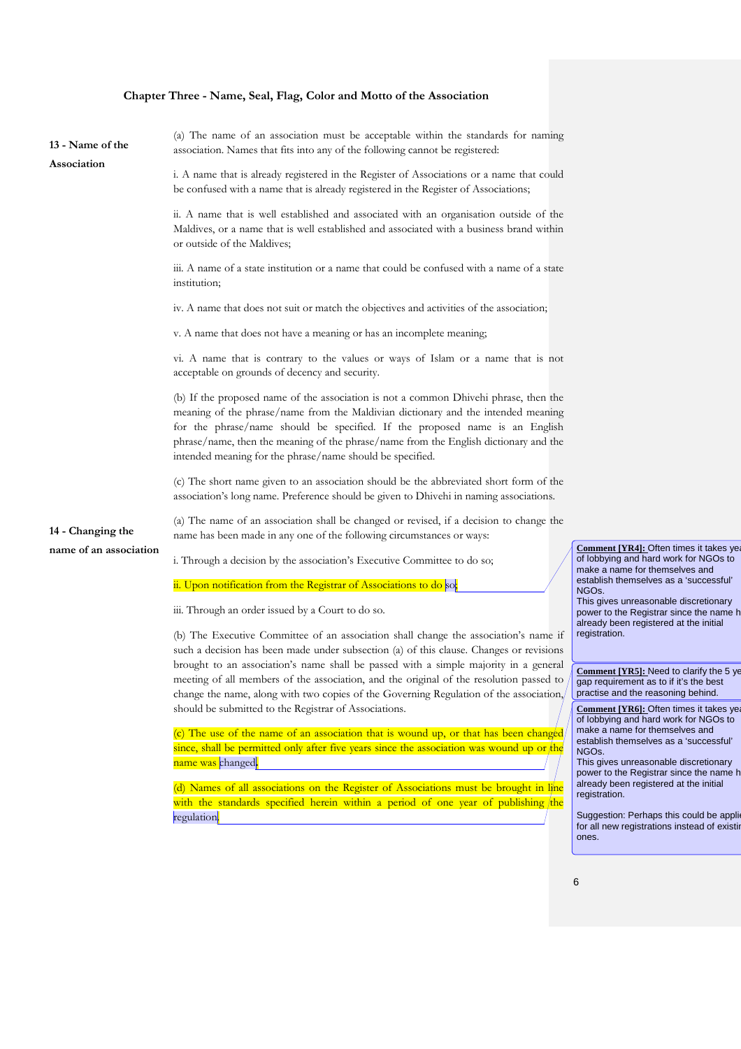## Chapter Three - Name, Seal, Flag, Color and Motto of the Association

**13 - Name of the Association**

(a) The name of an association must be acceptable within the standards for naming association. Names that fits into any of the following cannot be registered:

i. A name that is already registered in the Register of Associations or a name that could be confused with a name that is already registered in the Register of Associations;

ii. A name that is well established and associated with an organisation outside of the Maldives, or a name that is well established and associated with a business brand within or outside of the Maldives;

iii. A name of a state institution or a name that could be confused with a name of a state institution;

iv. A name that does not suit or match the objectives and activities of the association;

v. A name that does not have a meaning or has an incomplete meaning;

vi. A name that is contrary to the values or ways of Islam or a name that is not acceptable on grounds of decency and security.

(b) If the proposed name of the association is not a common Dhivehi phrase, then the meaning of the phrase/name from the Maldivian dictionary and the intended meaning for the phrase/name should be specified. If the proposed name is an English phrase/name, then the meaning of the phrase/name from the English dictionary and the intended meaning for the phrase/name should be specified.

(c) The short name given to an association should be the abbreviated short form of the association's long name. Preference should be given to Dhivehi in naming associations.

**14 - Changing the name of an association**

(a) The name of an association shall be changed or revised, if a decision to change the name has been made in any one of the following circumstances or ways:

i. Through a decision by the association's Executive Committee to do so;

ii. Upon notification from the Registrar of Associations to do so;

iii. Through an order issued by a Court to do so.

(b) The Executive Committee of an association shall change the association's name if such a decision has been made under subsection (a) of this clause. Changes or revisions brought to an association's name shall be passed with a simple majority in a general meeting of all members of the association, and the original of the resolution passed to change the name, along with two copies of the Governing Regulation of the association, should be submitted to the Registrar of Associations.

(c) The use of the name of an association that is wound up, or that has been changed since, shall be permitted only after five years since the association was wound up or the name was changed.

(d) Names of all associations on the Register of Associations must be brought in line with the standards specified herein within a period of one year of publishing the regulation.

**Comment [YR4]:** Often times it takes yea[rs] of lobbying and hard work for NGOs to make a name for themselves and establish themselves as a 'successful' NGOs.
This gives unreasonable discretionary power to the Registrar since the name h[as] already been registered at the initial registration.

**Comment [YR5]:** Need to clarify the 5 ye[ar] gap requirement as to if it's the best practise and the reasoning behind.

**Comment [YR6]:** Often times it takes yea[rs] of lobbying and hard work for NGOs to make a name for themselves and establish themselves as a 'successful' NGOs.
This gives unreasonable discretionary power to the Registrar since the name h[as] already been registered at the initial registration.

Suggestion: Perhaps this could be appli[ed] for all new registrations instead of existi[ng] ones.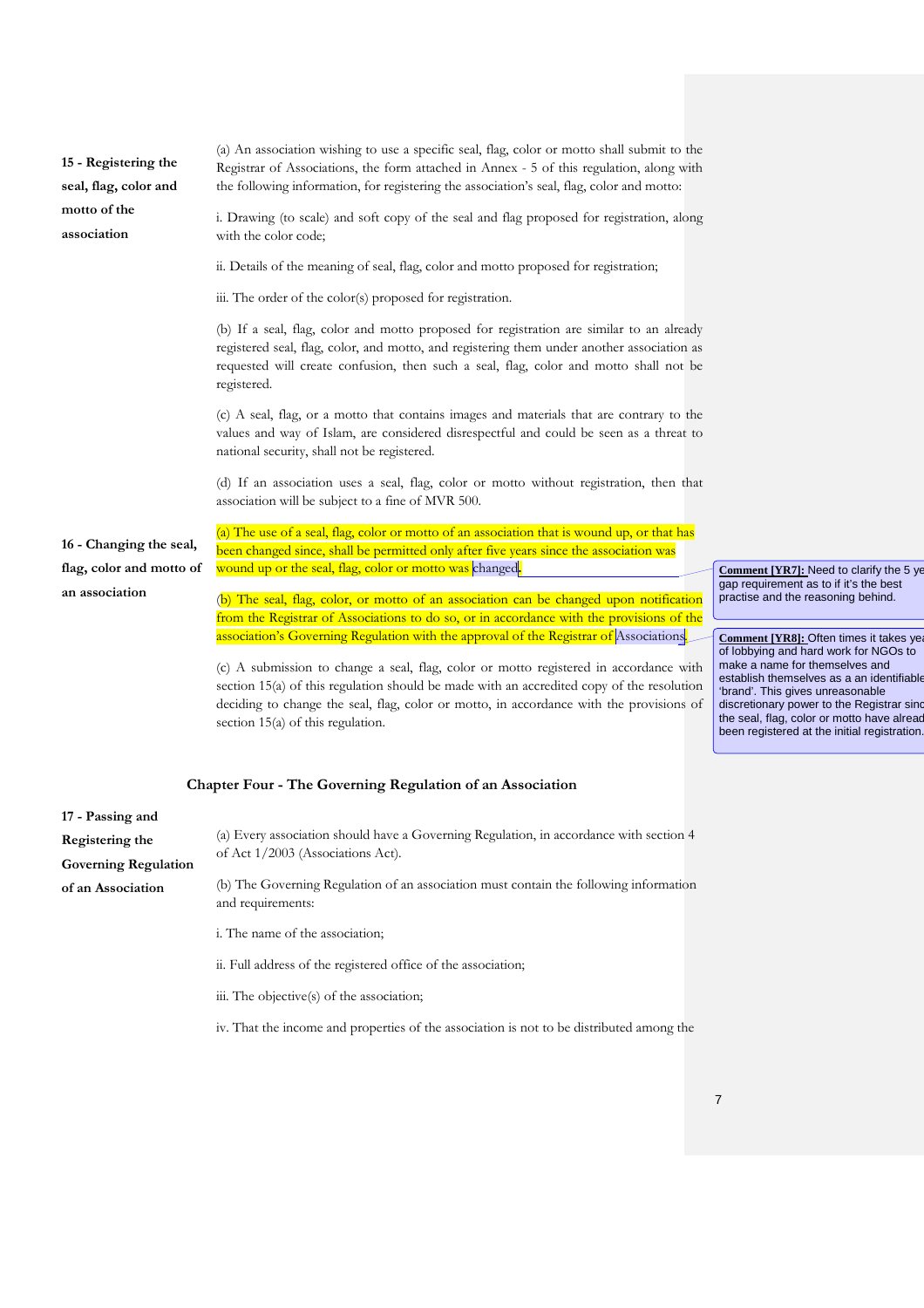**15 - Registering the seal, flag, color and motto of the association**

(a) An association wishing to use a specific seal, flag, color or motto shall submit to the Registrar of Associations, the form attached in Annex - 5 of this regulation, along with the following information, for registering the association's seal, flag, color and motto:

i. Drawing (to scale) and soft copy of the seal and flag proposed for registration, along with the color code;

ii. Details of the meaning of seal, flag, color and motto proposed for registration;

iii. The order of the color(s) proposed for registration.

(b) If a seal, flag, color and motto proposed for registration are similar to an already registered seal, flag, color, and motto, and registering them under another association as requested will create confusion, then such a seal, flag, color and motto shall not be registered.

(c) A seal, flag, or a motto that contains images and materials that are contrary to the values and way of Islam, are considered disrespectful and could be seen as a threat to national security, shall not be registered.

(d) If an association uses a seal, flag, color or motto without registration, then that association will be subject to a fine of MVR 500.

**16 - Changing the seal, flag, color and motto of an association**

(a) The use of a seal, flag, color or motto of an association that is wound up, or that has been changed since, shall be permitted only after five years since the association was wound up or the seal, flag, color or motto was changed.

> **Comment [YR7]:** Need to clarify the 5 ye[ar] gap requirement as to if it's the best practise and the reasoning behind.

(b) The seal, flag, color, or motto of an association can be changed upon notification from the Registrar of Associations to do so, or in accordance with the provisions of the association's Governing Regulation with the approval of the Registrar of Associations.

> **Comment [YR8]:** Often times it takes yea[rs] of lobbying and hard work for NGOs to make a name for themselves and establish themselves as a an identifiable 'brand'. This gives unreasonable discretionary power to the Registrar sinc[e] the seal, flag, color or motto have alread[y] been registered at the initial registration.

(c) A submission to change a seal, flag, color or motto registered in accordance with section 15(a) of this regulation should be made with an accredited copy of the resolution deciding to change the seal, flag, color or motto, in accordance with the provisions of section 15(a) of this regulation.

## Chapter Four - The Governing Regulation of an Association

**17 - Passing and Registering the Governing Regulation of an Association**

(a) Every association should have a Governing Regulation, in accordance with section 4 of Act 1/2003 (Associations Act).

(b) The Governing Regulation of an association must contain the following information and requirements:

i. The name of the association;

ii. Full address of the registered office of the association;

iii. The objective(s) of the association;

iv. That the income and properties of the association is not to be distributed among the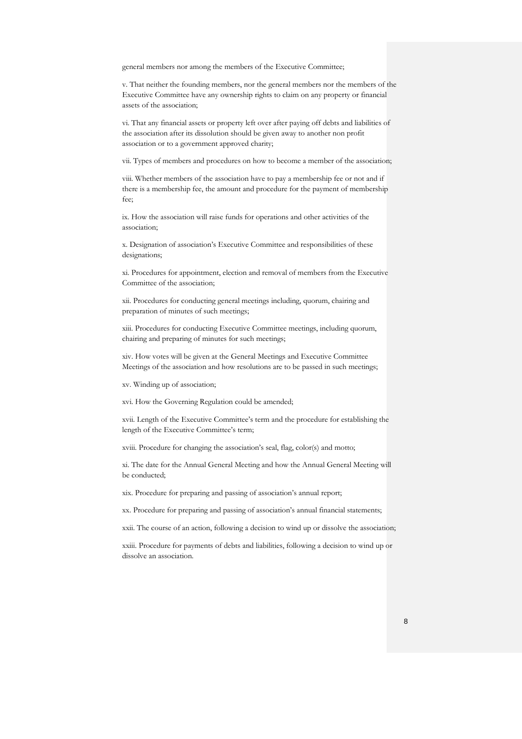general members nor among the members of the Executive Committee;

v. That neither the founding members, nor the general members nor the members of the Executive Committee have any ownership rights to claim on any property or financial assets of the association;

vi. That any financial assets or property left over after paying off debts and liabilities of the association after its dissolution should be given away to another non profit association or to a government approved charity;

vii. Types of members and procedures on how to become a member of the association;

viii. Whether members of the association have to pay a membership fee or not and if there is a membership fee, the amount and procedure for the payment of membership fee;

ix. How the association will raise funds for operations and other activities of the association;

x. Designation of association's Executive Committee and responsibilities of these designations;

xi. Procedures for appointment, election and removal of members from the Executive Committee of the association;

xii. Procedures for conducting general meetings including, quorum, chairing and preparation of minutes of such meetings;

xiii. Procedures for conducting Executive Committee meetings, including quorum, chairing and preparing of minutes for such meetings;

xiv. How votes will be given at the General Meetings and Executive Committee Meetings of the association and how resolutions are to be passed in such meetings;

xv. Winding up of association;

xvi. How the Governing Regulation could be amended;

xvii. Length of the Executive Committee's term and the procedure for establishing the length of the Executive Committee's term;

xviii. Procedure for changing the association's seal, flag, color(s) and motto;

xi. The date for the Annual General Meeting and how the Annual General Meeting will be conducted;

xix. Procedure for preparing and passing of association's annual report;

xx. Procedure for preparing and passing of association's annual financial statements;

xxii. The course of an action, following a decision to wind up or dissolve the association;

xxiii. Procedure for payments of debts and liabilities, following a decision to wind up or dissolve an association.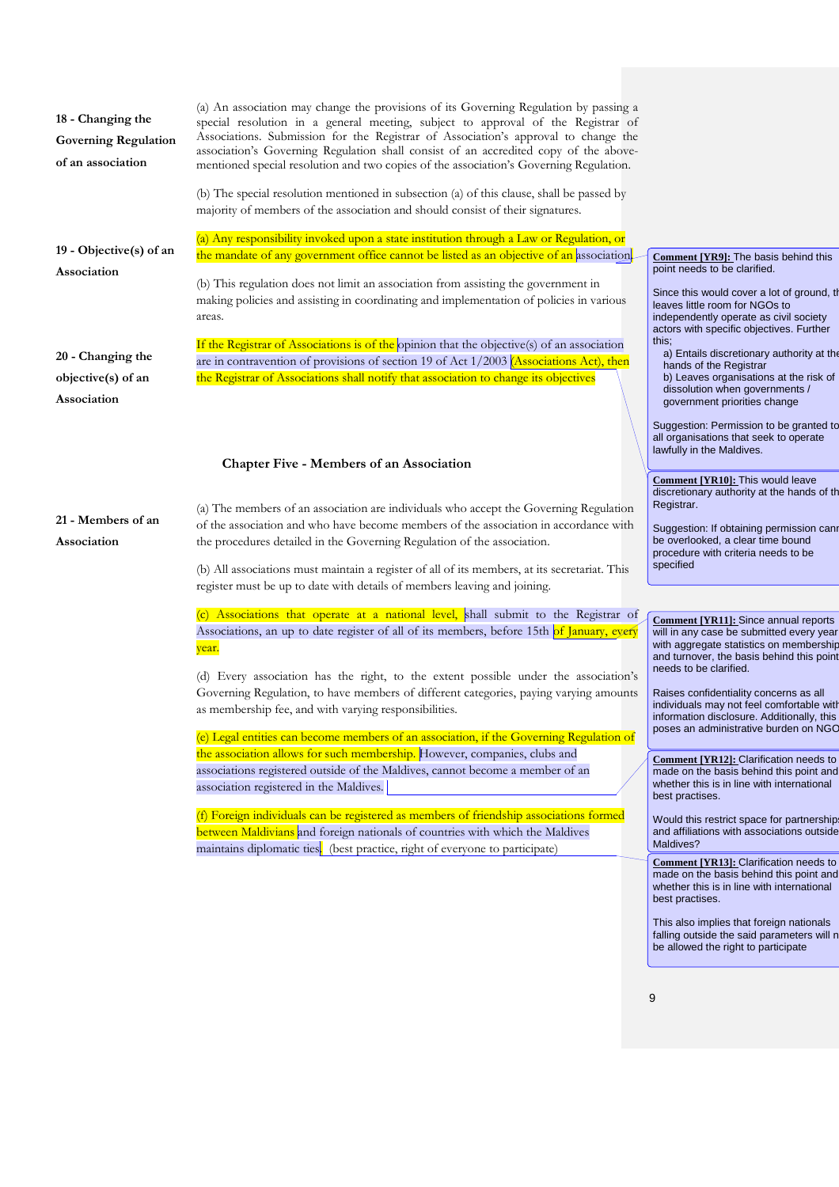**18 - Changing the Governing Regulation of an association**

(a) An association may change the provisions of its Governing Regulation by passing a special resolution in a general meeting, subject to approval of the Registrar of Associations. Submission for the Registrar of Association's approval to change the association's Governing Regulation shall consist of an accredited copy of the above-mentioned special resolution and two copies of the association's Governing Regulation.

(b) The special resolution mentioned in subsection (a) of this clause, shall be passed by majority of members of the association and should consist of their signatures.

**19 - Objective(s) of an Association**

(a) Any responsibility invoked upon a state institution through a Law or Regulation, or the mandate of any government office cannot be listed as an objective of an association.

(b) This regulation does not limit an association from assisting the government in making policies and assisting in coordinating and implementation of policies in various areas.

**20 - Changing the objective(s) of an Association**

If the Registrar of Associations is of the opinion that the objective(s) of an association are in contravention of provisions of section 19 of Act 1/2003 (Associations Act), then the Registrar of Associations shall notify that association to change its objectives

## Chapter Five - Members of an Association

**21 - Members of an Association**

(a) The members of an association are individuals who accept the Governing Regulation of the association and who have become members of the association in accordance with the procedures detailed in the Governing Regulation of the association.

(b) All associations must maintain a register of all of its members, at its secretariat. This register must be up to date with details of members leaving and joining.

(c) Associations that operate at a national level, shall submit to the Registrar of Associations, an up to date register of all of its members, before 15th of January, every year.

(d) Every association has the right, to the extent possible under the association's Governing Regulation, to have members of different categories, paying varying amounts as membership fee, and with varying responsibilities.

(e) Legal entities can become members of an association, if the Governing Regulation of the association allows for such membership. However, companies, clubs and associations registered outside of the Maldives, cannot become a member of an association registered in the Maldives.

(f) Foreign individuals can be registered as members of friendship associations formed between Maldivians and foreign nationals of countries with which the Maldives maintains diplomatic ties. (best practice, right of everyone to participate)

---

**Comment [YR9]:** The basis behind this point needs to be clarified.

Since this would cover a lot of ground, this leaves little room for NGOs to independently operate as civil society actors with specific objectives. Further this;
a) Entails discretionary authority at the hands of the Registrar
b) Leaves organisations at the risk of dissolution when governments / government priorities change

Suggestion: Permission to be granted to all organisations that seek to operate lawfully in the Maldives.

**Comment [YR10]:** This would leave discretionary authority at the hands of the Registrar.

Suggestion: If obtaining permission cannot be overlooked, a clear time bound procedure with criteria needs to be specified

**Comment [YR11]:** Since annual reports will in any case be submitted every year with aggregate statistics on membership and turnover, the basis behind this point needs to be clarified.

Raises confidentiality concerns as all individuals may not feel comfortable with information disclosure. Additionally, this poses an administrative burden on NGOs

**Comment [YR12]:** Clarification needs to be made on the basis behind this point and whether this is in line with international best practises.

Would this restrict space for partnerships and affiliations with associations outside Maldives?

**Comment [YR13]:** Clarification needs to be made on the basis behind this point and whether this is in line with international best practises.

This also implies that foreign nationals falling outside the said parameters will not be allowed the right to participate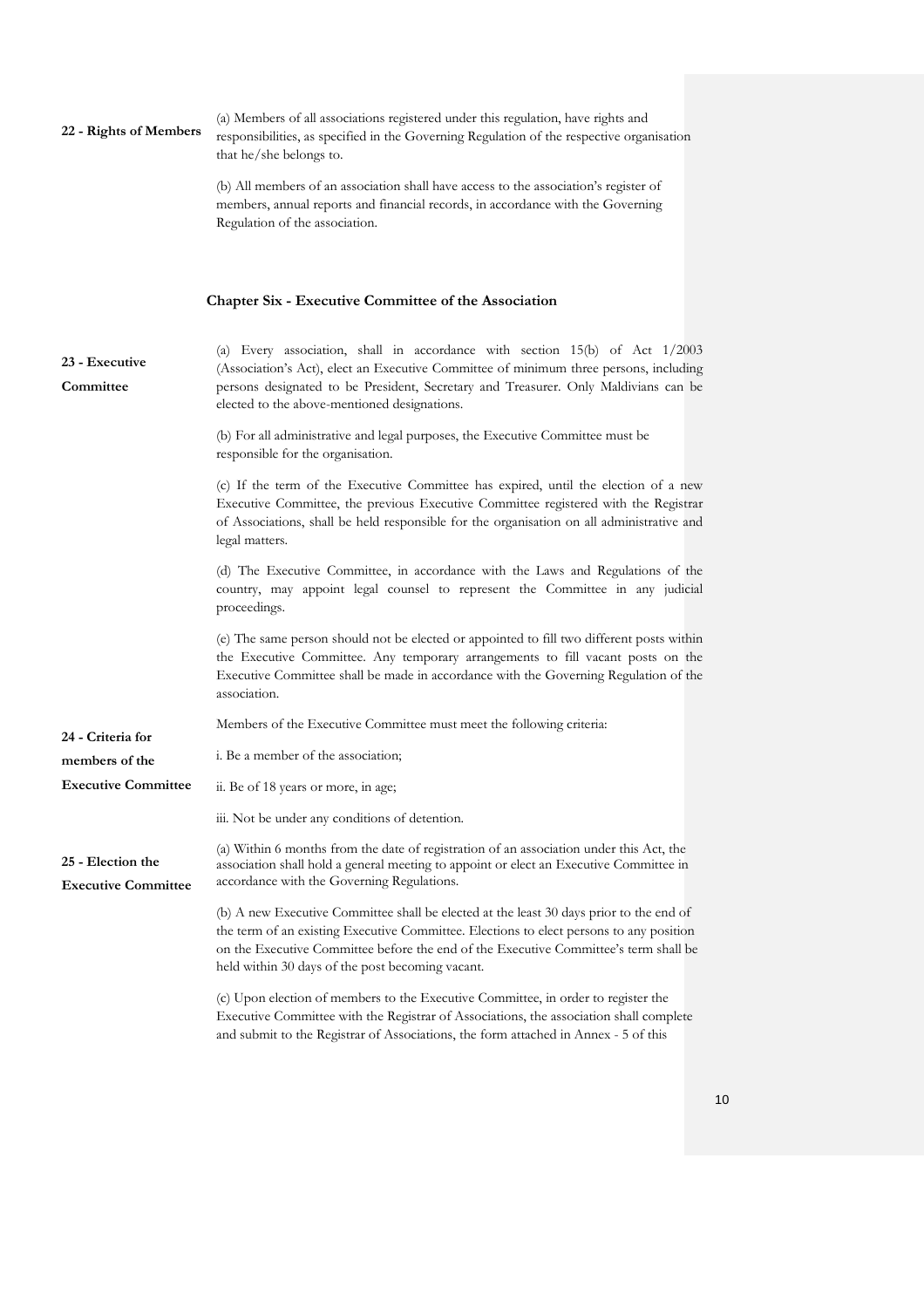**22 - Rights of Members**

(a) Members of all associations registered under this regulation, have rights and responsibilities, as specified in the Governing Regulation of the respective organisation that he/she belongs to.

(b) All members of an association shall have access to the association's register of members, annual reports and financial records, in accordance with the Governing Regulation of the association.

## Chapter Six - Executive Committee of the Association

**23 - Executive Committee**

(a) Every association, shall in accordance with section 15(b) of Act 1/2003 (Association's Act), elect an Executive Committee of minimum three persons, including persons designated to be President, Secretary and Treasurer. Only Maldivians can be elected to the above-mentioned designations.

(b) For all administrative and legal purposes, the Executive Committee must be responsible for the organisation.

(c) If the term of the Executive Committee has expired, until the election of a new Executive Committee, the previous Executive Committee registered with the Registrar of Associations, shall be held responsible for the organisation on all administrative and legal matters.

(d) The Executive Committee, in accordance with the Laws and Regulations of the country, may appoint legal counsel to represent the Committee in any judicial proceedings.

(e) The same person should not be elected or appointed to fill two different posts within the Executive Committee. Any temporary arrangements to fill vacant posts on the Executive Committee shall be made in accordance with the Governing Regulation of the association.

**24 - Criteria for members of the Executive Committee**

Members of the Executive Committee must meet the following criteria:

i. Be a member of the association;

ii. Be of 18 years or more, in age;

iii. Not be under any conditions of detention.

**25 - Election the Executive Committee**

(a) Within 6 months from the date of registration of an association under this Act, the association shall hold a general meeting to appoint or elect an Executive Committee in accordance with the Governing Regulations.

(b) A new Executive Committee shall be elected at the least 30 days prior to the end of the term of an existing Executive Committee. Elections to elect persons to any position on the Executive Committee before the end of the Executive Committee's term shall be held within 30 days of the post becoming vacant.

(c) Upon election of members to the Executive Committee, in order to register the Executive Committee with the Registrar of Associations, the association shall complete and submit to the Registrar of Associations, the form attached in Annex - 5 of this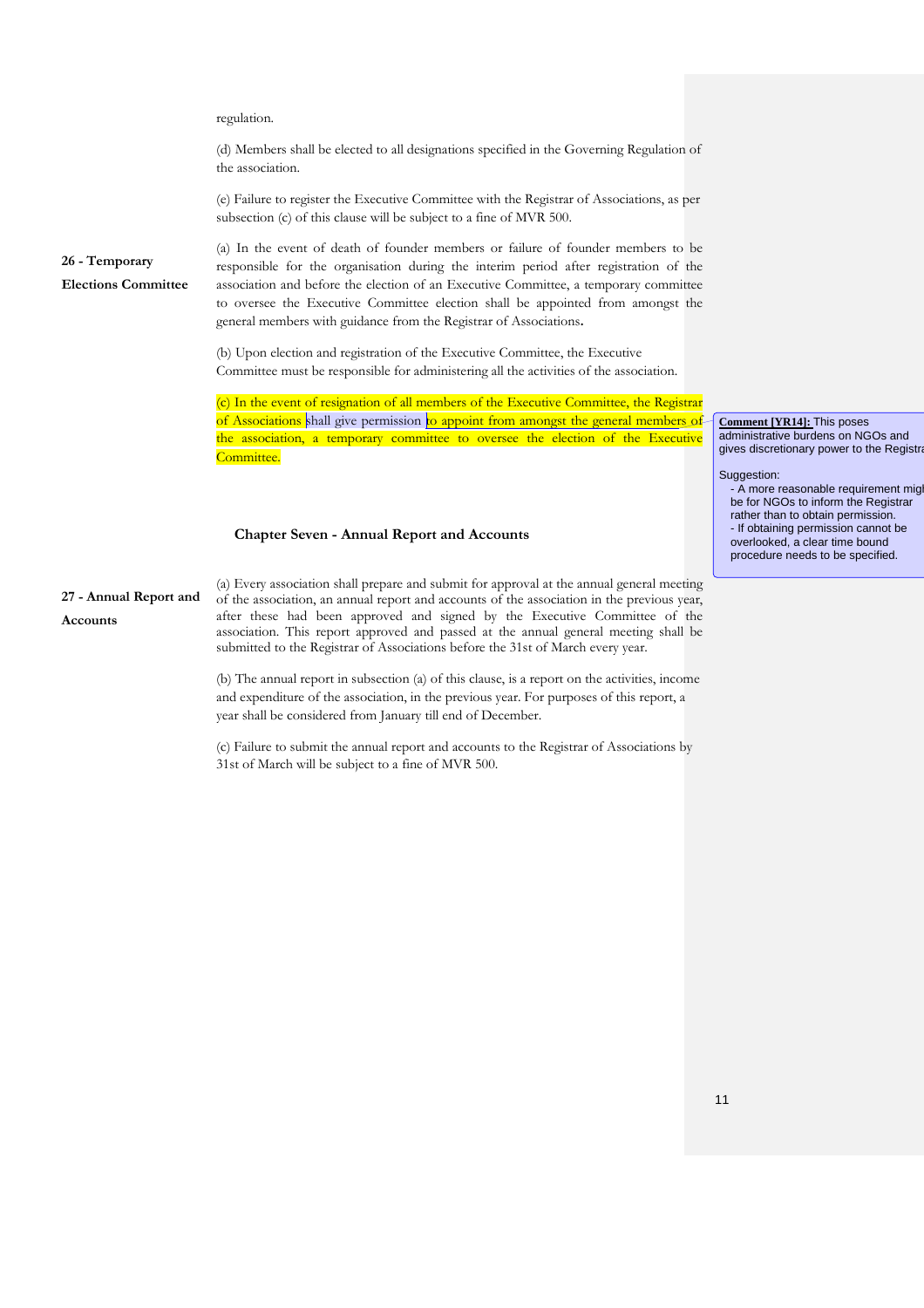regulation.

(d) Members shall be elected to all designations specified in the Governing Regulation of the association.

(e) Failure to register the Executive Committee with the Registrar of Associations, as per subsection (c) of this clause will be subject to a fine of MVR 500.

**26 - Temporary Elections Committee**

(a) In the event of death of founder members or failure of founder members to be responsible for the organisation during the interim period after registration of the association and before the election of an Executive Committee, a temporary committee to oversee the Executive Committee election shall be appointed from amongst the general members with guidance from the Registrar of Associations.

(b) Upon election and registration of the Executive Committee, the Executive Committee must be responsible for administering all the activities of the association.

(c) In the event of resignation of all members of the Executive Committee, the Registrar of Associations shall give permission to appoint from amongst the general members of the association, a temporary committee to oversee the election of the Executive Committee.

> **Comment [YR14]:** This poses administrative burdens on NGOs and gives discretionary power to the Registrar.
>
> Suggestion:
> - A more reasonable requirement might be for NGOs to inform the Registrar rather than to obtain permission.
> - If obtaining permission cannot be overlooked, a clear time bound procedure needs to be specified.

## Chapter Seven - Annual Report and Accounts

**27 - Annual Report and Accounts**

(a) Every association shall prepare and submit for approval at the annual general meeting of the association, an annual report and accounts of the association in the previous year, after these had been approved and signed by the Executive Committee of the association. This report approved and passed at the annual general meeting shall be submitted to the Registrar of Associations before the 31st of March every year.

(b) The annual report in subsection (a) of this clause, is a report on the activities, income and expenditure of the association, in the previous year. For purposes of this report, a year shall be considered from January till end of December.

(c) Failure to submit the annual report and accounts to the Registrar of Associations by 31st of March will be subject to a fine of MVR 500.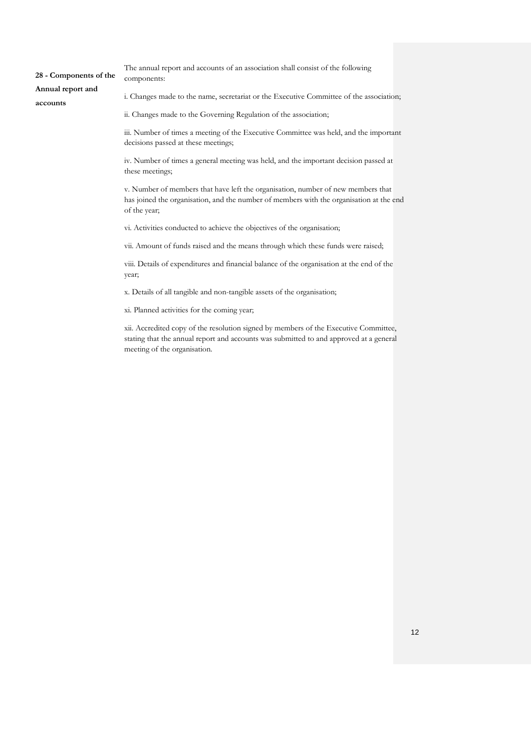**28 - Components of the Annual report and accounts**

The annual report and accounts of an association shall consist of the following components:

i. Changes made to the name, secretariat or the Executive Committee of the association;

ii. Changes made to the Governing Regulation of the association;

iii. Number of times a meeting of the Executive Committee was held, and the important decisions passed at these meetings;

iv. Number of times a general meeting was held, and the important decision passed at these meetings;

v. Number of members that have left the organisation, number of new members that has joined the organisation, and the number of members with the organisation at the end of the year;

vi. Activities conducted to achieve the objectives of the organisation;

vii. Amount of funds raised and the means through which these funds were raised;

viii. Details of expenditures and financial balance of the organisation at the end of the year;

x. Details of all tangible and non-tangible assets of the organisation;

xi. Planned activities for the coming year;

xii. Accredited copy of the resolution signed by members of the Executive Committee, stating that the annual report and accounts was submitted to and approved at a general meeting of the organisation.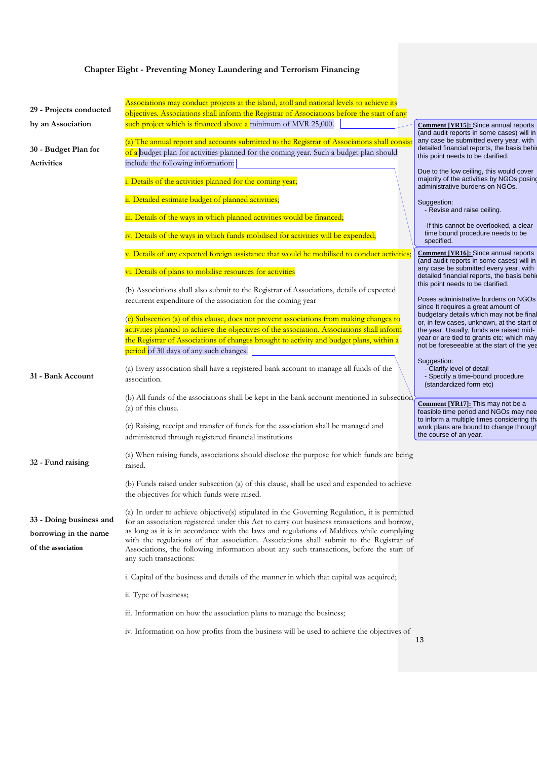## Chapter Eight - Preventing Money Laundering and Terrorism Financing

**29 - Projects conducted by an Association**

Associations may conduct projects at the island, atoll and national levels to achieve its objectives. Associations shall inform the Registrar of Associations before the start of any such project which is financed above a minimum of MVR 25,000.

**30 - Budget Plan for Activities**

(a) The annual report and accounts submitted to the Registrar of Associations shall consist of a budget plan for activities planned for the coming year. Such a budget plan should include the following information:

i. Details of the activities planned for the coming year;

ii. Detailed estimate budget of planned activities;

iii. Details of the ways in which planned activities would be financed;

iv. Details of the ways in which funds mobilised for activities will be expended;

v. Details of any expected foreign assistance that would be mobilised to conduct activities;

vi. Details of plans to mobilise resources for activities

(b) Associations shall also submit to the Registrar of Associations, details of expected recurrent expenditure of the association for the coming year

(c) Subsection (a) of this clause, does not prevent associations from making changes to activities planned to achieve the objectives of the association. Associations shall inform the Registrar of Associations of changes brought to activity and budget plans, within a period of 30 days of any such changes.

**31 - Bank Account**

(a) Every association shall have a registered bank account to manage all funds of the association.

(b) All funds of the associations shall be kept in the bank account mentioned in subsection (a) of this clause.

(c) Raising, receipt and transfer of funds for the association shall be managed and administered through registered financial institutions

**32 - Fund raising**

(a) When raising funds, associations should disclose the purpose for which funds are being raised.

(b) Funds raised under subsection (a) of this clause, shall be used and expended to achieve the objectives for which funds were raised.

**33 - Doing business and borrowing in the name of the association**

(a) In order to achieve objective(s) stipulated in the Governing Regulation, it is permitted for an association registered under this Act to carry out business transactions and borrow, as long as it is in accordance with the laws and regulations of Maldives while complying with the regulations of that association. Associations shall submit to the Registrar of Associations, the following information about any such transactions, before the start of any such transactions:

i. Capital of the business and details of the manner in which that capital was acquired;

ii. Type of business;

iii. Information on how the association plans to manage the business;

iv. Information on how profits from the business will be used to achieve the objectives of

---

**Comment [YR15]:** Since annual reports (and audit reports in some cases) will in any case be submitted every year, with detailed financial reports, the basis behi[nd] this point needs to be clarified.

Due to the low ceiling, this would cover majority of the activities by NGOs posing administrative burdens on NGOs.

Suggestion:
- Revise and raise ceiling.
- If this cannot be overlooked, a clear time bound procedure needs to be specified.

**Comment [YR16]:** Since annual reports (and audit reports in some cases) will in any case be submitted every year, with detailed financial reports, the basis behi[nd] this point needs to be clarified.

Poses administrative burdens on NGOs since It requires a great amount of budgetary details which may not be final or, in few cases, unknown, at the start of the year. Usually, funds are raised mid-year or are tied to grants etc; which may not be foreseeable at the start of the yea[r].

Suggestion:
- Clarify level of detail
- Specify a time-bound procedure (standardized form etc)

**Comment [YR17]:** This may not be a feasible time period and NGOs may nee[d] to inform a multiple times considering tha[t] work plans are bound to change through the course of an year.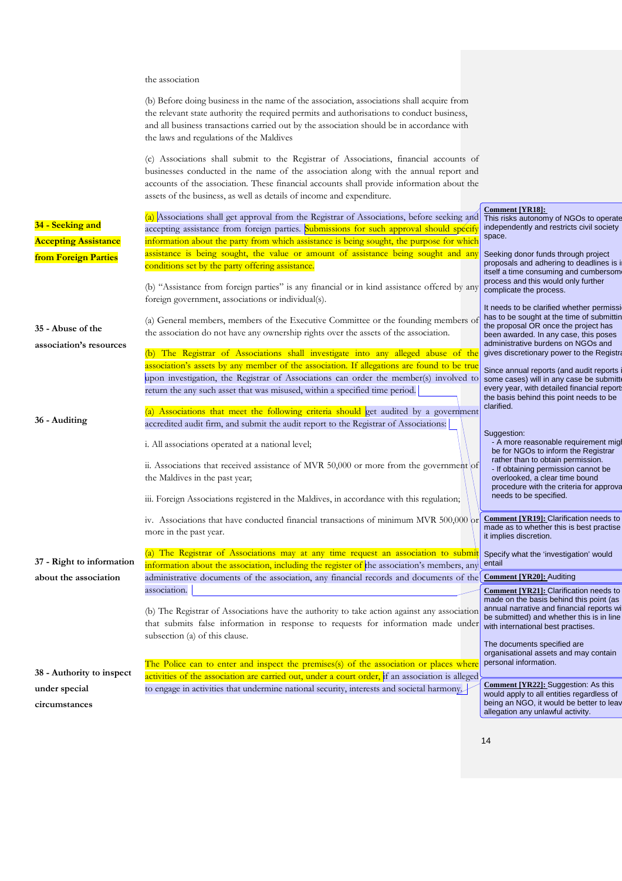the association

(b) Before doing business in the name of the association, associations shall acquire from the relevant state authority the required permits and authorisations to conduct business, and all business transactions carried out by the association should be in accordance with the laws and regulations of the Maldives

(c) Associations shall submit to the Registrar of Associations, financial accounts of businesses conducted in the name of the association along with the annual report and accounts of the association. These financial accounts shall provide information about the assets of the business, as well as details of income and expenditure.

**34 - Seeking and Accepting Assistance from Foreign Parties**

(a) Associations shall get approval from the Registrar of Associations, before seeking and accepting assistance from foreign parties. Submissions for such approval should specify information about the party from which assistance is being sought, the purpose for which assistance is being sought, the value or amount of assistance being sought and any conditions set by the party offering assistance.

(b) "Assistance from foreign parties" is any financial or in kind assistance offered by any foreign government, associations or individual(s).

**35 - Abuse of the association's resources**

(a) General members, members of the Executive Committee or the founding members of the association do not have any ownership rights over the assets of the association.

(b) The Registrar of Associations shall investigate into any alleged abuse of the association's assets by any member of the association. If allegations are found to be true upon investigation, the Registrar of Associations can order the member(s) involved to return the any such asset that was misused, within a specified time period.

**36 - Auditing**

(a) Associations that meet the following criteria should get audited by a government accredited audit firm, and submit the audit report to the Registrar of Associations:

i. All associations operated at a national level;

ii. Associations that received assistance of MVR 50,000 or more from the government of the Maldives in the past year;

iii. Foreign Associations registered in the Maldives, in accordance with this regulation;

iv. Associations that have conducted financial transactions of minimum MVR 500,000 or more in the past year.

**37 - Right to information about the association**

(a) The Registrar of Associations may at any time request an association to submit information about the association, including the register of the association's members, any administrative documents of the association, any financial records and documents of the association.

(b) The Registrar of Associations have the authority to take action against any association that submits false information in response to requests for information made under subsection (a) of this clause.

**38 - Authority to inspect under special circumstances**

The Police can to enter and inspect the premises(s) of the association or places where activities of the association are carried out, under a court order, if an association is alleged to engage in activities that undermine national security, interests and societal harmony.

---

**Comment [YR18]:** This risks autonomy of NGOs to operate independently and restricts civil society space.

Seeking donor funds through project proposals and adhering to deadlines is in itself a time consuming and cumbersome process and this would only further complicate the process.

It needs to be clarified whether permission has to be sought at the time of submitting the proposal OR once the project has been awarded. In any case, this poses administrative burdens on NGOs and gives discretionary power to the Registrar.

Since annual reports (and audit reports in some cases) will in any case be submitted every year, with detailed financial reports, the basis behind this point needs to be clarified.

Suggestion:
- A more reasonable requirement might be for NGOs to inform the Registrar rather than to obtain permission.
- If obtaining permission cannot be overlooked, a clear time bound procedure with the criteria for approval needs to be specified.

**Comment [YR19]:** Clarification needs to made as to whether this is best practise it implies discretion.

Specify what the 'investigation' would entail

**Comment [YR20]:** Auditing

**Comment [YR21]:** Clarification needs to made on the basis behind this point (as annual narrative and financial reports will be submitted) and whether this is in line with international best practises.

The documents specified are organisational assets and may contain personal information.

**Comment [YR22]:** Suggestion: As this would apply to all entities regardless of being an NGO, it would be better to leave allegation any unlawful activity.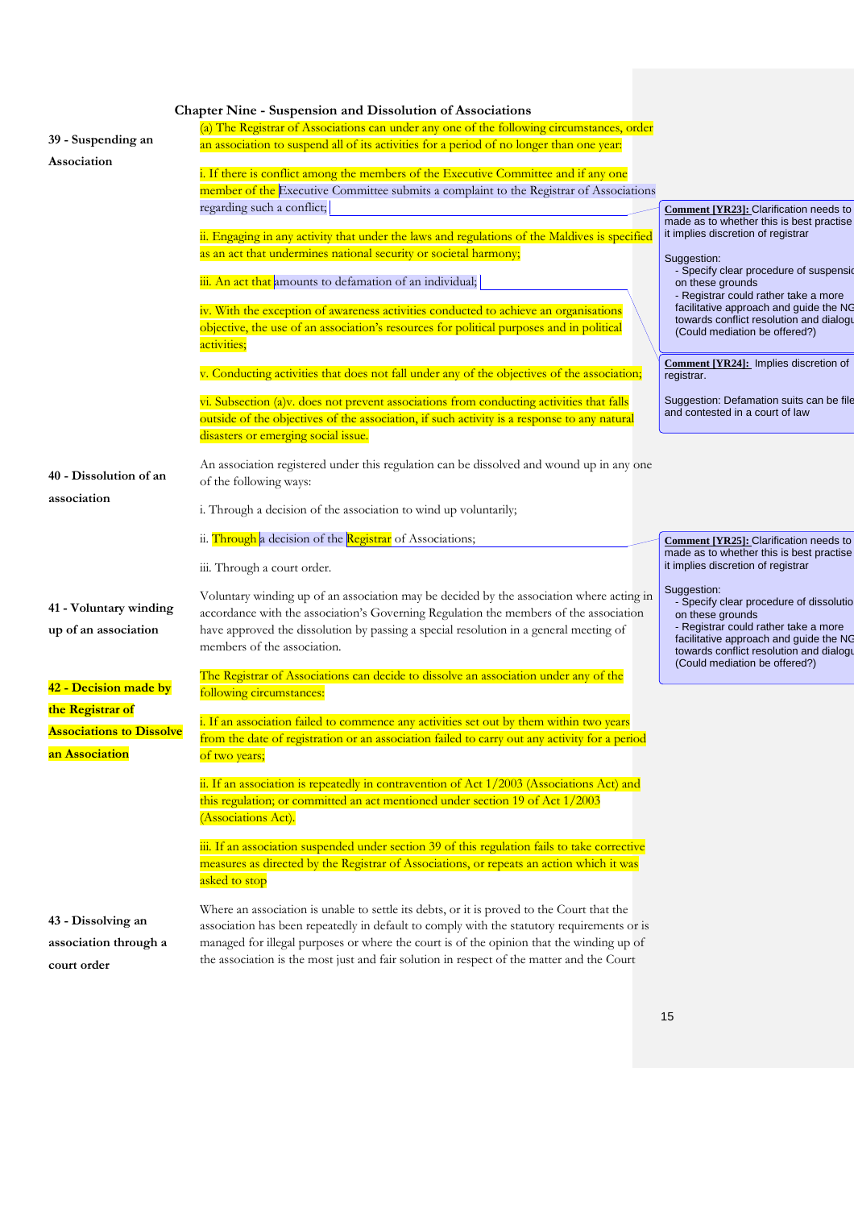## Chapter Nine - Suspension and Dissolution of Associations

**39 - Suspending an Association**

(a) The Registrar of Associations can under any one of the following circumstances, order an association to suspend all of its activities for a period of no longer than one year:

i. If there is conflict among the members of the Executive Committee and if any one member of the Executive Committee submits a complaint to the Registrar of Associations regarding such a conflict;

ii. Engaging in any activity that under the laws and regulations of the Maldives is specified as an act that undermines national security or societal harmony;

iii. An act that amounts to defamation of an individual;

iv. With the exception of awareness activities conducted to achieve an organisations objective, the use of an association's resources for political purposes and in political activities;

v. Conducting activities that does not fall under any of the objectives of the association;

vi. Subsection (a)v. does not prevent associations from conducting activities that falls outside of the objectives of the association, if such activity is a response to any natural disasters or emerging social issue.

> **Comment [YR23]:** Clarification needs to made as to whether this is best practise it implies discretion of registrar
>
> Suggestion:
> - Specify clear procedure of suspensi on these grounds
> - Registrar could rather take a more facilitative approach and guide the NG towards conflict resolution and dialogu (Could mediation be offered?)

> **Comment [YR24]:** Implies discretion of registrar.
>
> Suggestion: Defamation suits can be file and contested in a court of law

**40 - Dissolution of an association**

An association registered under this regulation can be dissolved and wound up in any one of the following ways:

i. Through a decision of the association to wind up voluntarily;

ii. Through a decision of the Registrar of Associations;

iii. Through a court order.

> **Comment [YR25]:** Clarification needs to made as to whether this is best practise it implies discretion of registrar
>
> Suggestion:
> - Specify clear procedure of dissolutio on these grounds
> - Registrar could rather take a more facilitative approach and guide the NG towards conflict resolution and dialogu (Could mediation be offered?)

**41 - Voluntary winding up of an association**

Voluntary winding up of an association may be decided by the association where acting in accordance with the association's Governing Regulation the members of the association have approved the dissolution by passing a special resolution in a general meeting of members of the association.

**42 - Decision made by the Registrar of Associations to Dissolve an Association**

The Registrar of Associations can decide to dissolve an association under any of the following circumstances:

i. If an association failed to commence any activities set out by them within two years from the date of registration or an association failed to carry out any activity for a period of two years;

ii. If an association is repeatedly in contravention of Act 1/2003 (Associations Act) and this regulation; or committed an act mentioned under section 19 of Act 1/2003 (Associations Act).

iii. If an association suspended under section 39 of this regulation fails to take corrective measures as directed by the Registrar of Associations, or repeats an action which it was asked to stop

**43 - Dissolving an association through a court order**

Where an association is unable to settle its debts, or it is proved to the Court that the association has been repeatedly in default to comply with the statutory requirements or is managed for illegal purposes or where the court is of the opinion that the winding up of the association is the most just and fair solution in respect of the matter and the Court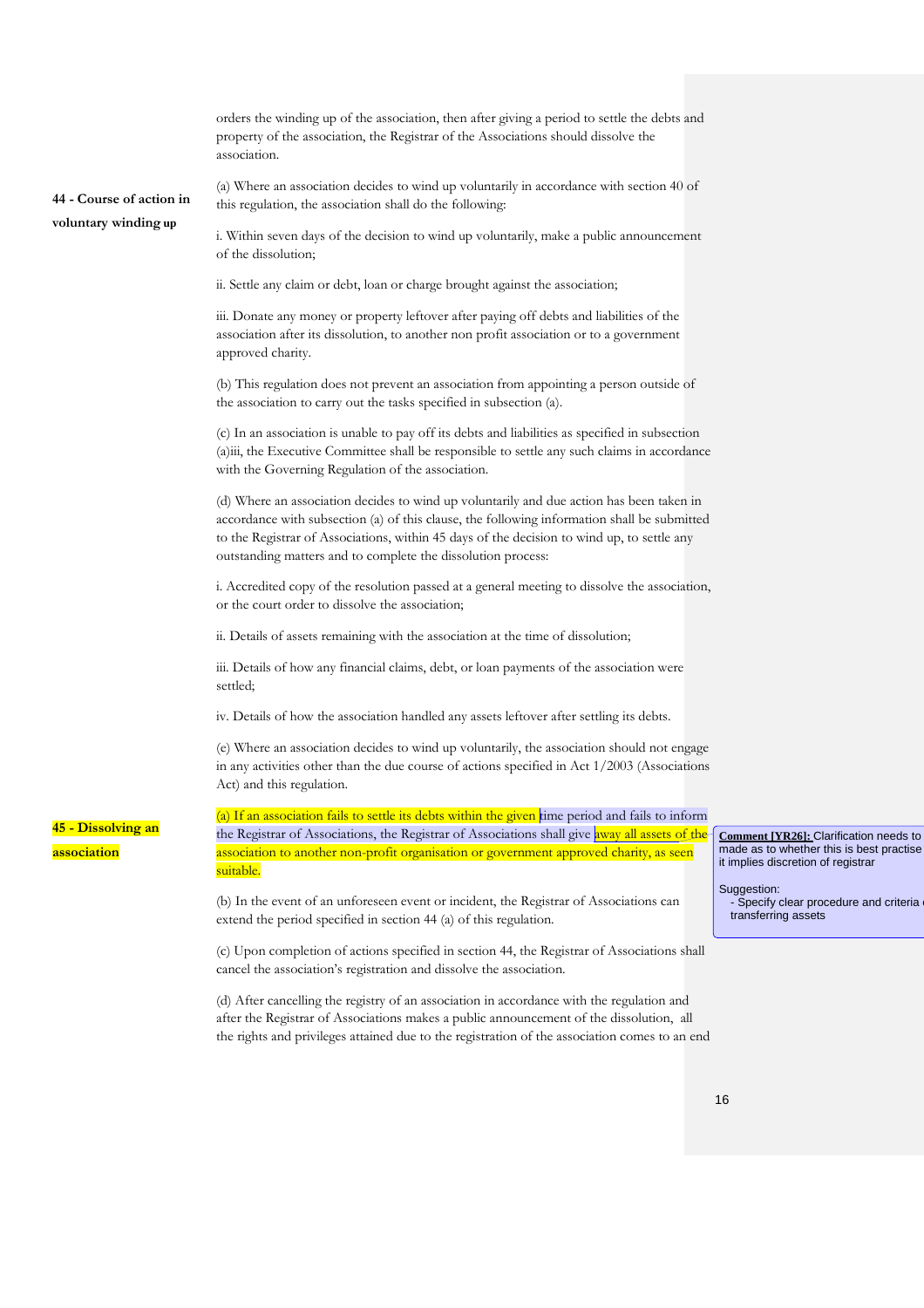orders the winding up of the association, then after giving a period to settle the debts and property of the association, the Registrar of the Associations should dissolve the association.

**44 - Course of action in voluntary winding up**

(a) Where an association decides to wind up voluntarily in accordance with section 40 of this regulation, the association shall do the following:

i. Within seven days of the decision to wind up voluntarily, make a public announcement of the dissolution;

ii. Settle any claim or debt, loan or charge brought against the association;

iii. Donate any money or property leftover after paying off debts and liabilities of the association after its dissolution, to another non profit association or to a government approved charity.

(b) This regulation does not prevent an association from appointing a person outside of the association to carry out the tasks specified in subsection (a).

(c) In an association is unable to pay off its debts and liabilities as specified in subsection (a)iii, the Executive Committee shall be responsible to settle any such claims in accordance with the Governing Regulation of the association.

(d) Where an association decides to wind up voluntarily and due action has been taken in accordance with subsection (a) of this clause, the following information shall be submitted to the Registrar of Associations, within 45 days of the decision to wind up, to settle any outstanding matters and to complete the dissolution process:

i. Accredited copy of the resolution passed at a general meeting to dissolve the association, or the court order to dissolve the association;

ii. Details of assets remaining with the association at the time of dissolution;

iii. Details of how any financial claims, debt, or loan payments of the association were settled;

iv. Details of how the association handled any assets leftover after settling its debts.

(e) Where an association decides to wind up voluntarily, the association should not engage in any activities other than the due course of actions specified in Act 1/2003 (Associations Act) and this regulation.

**45 - Dissolving an association**

(a) If an association fails to settle its debts within the given time period and fails to inform the Registrar of Associations, the Registrar of Associations shall give away all assets of the association to another non-profit organisation or government approved charity, as seen suitable.

(b) In the event of an unforeseen event or incident, the Registrar of Associations can extend the period specified in section 44 (a) of this regulation.

(c) Upon completion of actions specified in section 44, the Registrar of Associations shall cancel the association's registration and dissolve the association.

(d) After cancelling the registry of an association in accordance with the regulation and after the Registrar of Associations makes a public announcement of the dissolution, all the rights and privileges attained due to the registration of the association comes to an end

> **Comment [YR26]:** Clarification needs to made as to whether this is best practise it implies discretion of registrar
>
> Suggestion:
> - Specify clear procedure and criteria transferring assets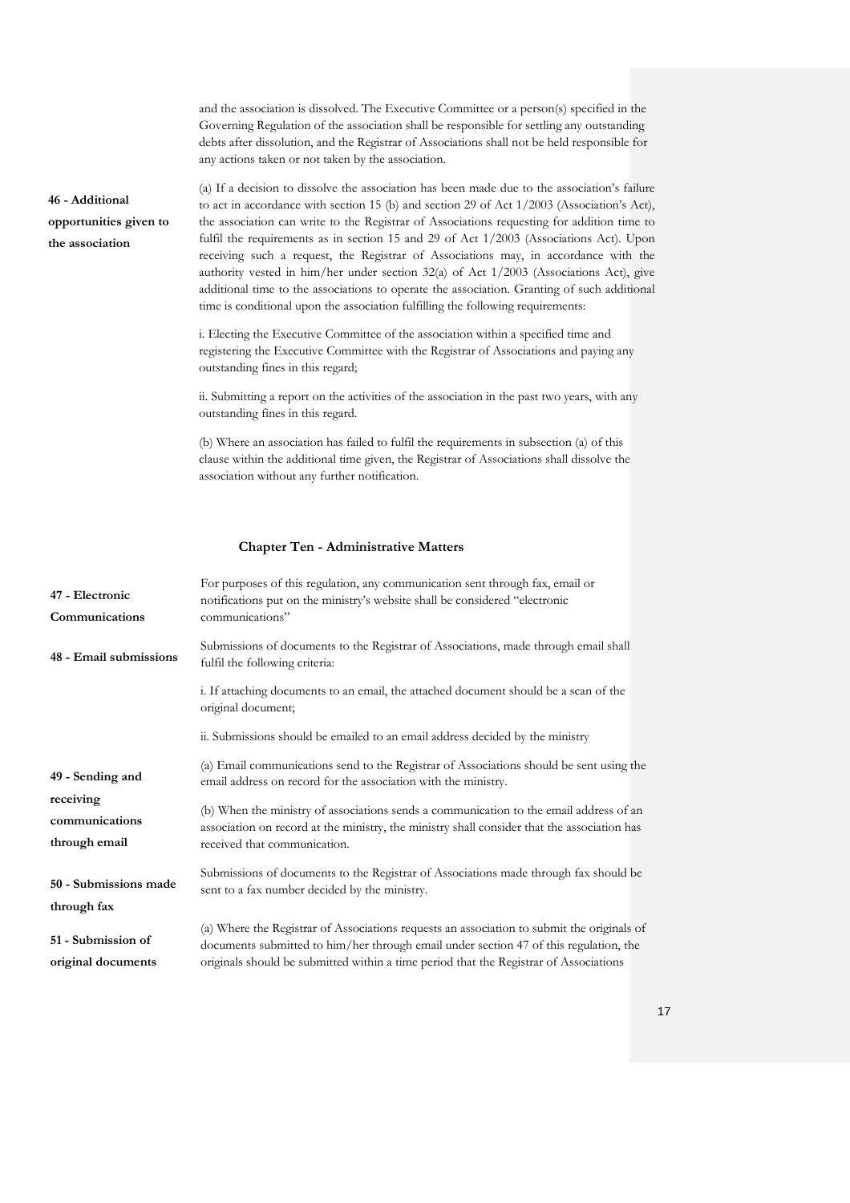and the association is dissolved. The Executive Committee or a person(s) specified in the Governing Regulation of the association shall be responsible for settling any outstanding debts after dissolution, and the Registrar of Associations shall not be held responsible for any actions taken or not taken by the association.

**46 - Additional opportunities given to the association**

(a) If a decision to dissolve the association has been made due to the association's failure to act in accordance with section 15 (b) and section 29 of Act 1/2003 (Association's Act), the association can write to the Registrar of Associations requesting for addition time to fulfil the requirements as in section 15 and 29 of Act 1/2003 (Associations Act). Upon receiving such a request, the Registrar of Associations may, in accordance with the authority vested in him/her under section 32(a) of Act 1/2003 (Associations Act), give additional time to the associations to operate the association. Granting of such additional time is conditional upon the association fulfilling the following requirements:

i. Electing the Executive Committee of the association within a specified time and registering the Executive Committee with the Registrar of Associations and paying any outstanding fines in this regard;

ii. Submitting a report on the activities of the association in the past two years, with any outstanding fines in this regard.

(b) Where an association has failed to fulfil the requirements in subsection (a) of this clause within the additional time given, the Registrar of Associations shall dissolve the association without any further notification.

## Chapter Ten - Administrative Matters

**47 - Electronic Communications**

For purposes of this regulation, any communication sent through fax, email or notifications put on the ministry's website shall be considered "electronic communications"

**48 - Email submissions**

Submissions of documents to the Registrar of Associations, made through email shall fulfil the following criteria:

i. If attaching documents to an email, the attached document should be a scan of the original document;

ii. Submissions should be emailed to an email address decided by the ministry

**49 - Sending and receiving communications through email**

(a) Email communications send to the Registrar of Associations should be sent using the email address on record for the association with the ministry.

(b) When the ministry of associations sends a communication to the email address of an association on record at the ministry, the ministry shall consider that the association has received that communication.

**50 - Submissions made through fax**

Submissions of documents to the Registrar of Associations made through fax should be sent to a fax number decided by the ministry.

**51 - Submission of original documents**

(a) Where the Registrar of Associations requests an association to submit the originals of documents submitted to him/her through email under section 47 of this regulation, the originals should be submitted within a time period that the Registrar of Associations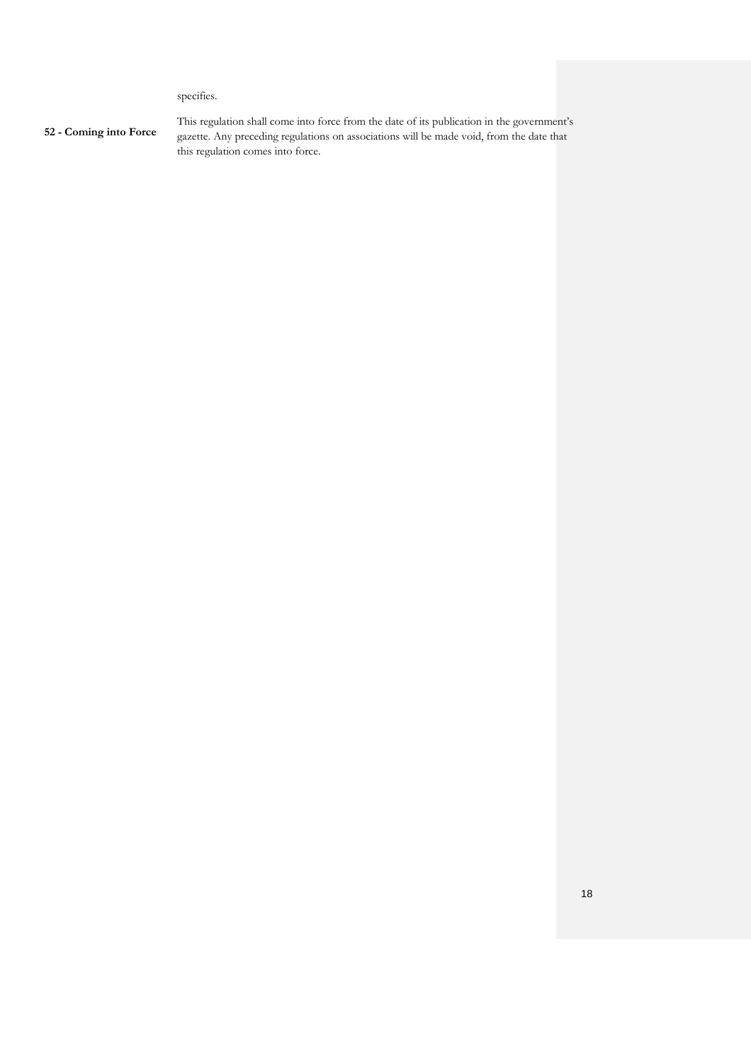specifies.

**52 - Coming into Force**

This regulation shall come into force from the date of its publication in the government's gazette. Any preceding regulations on associations will be made void, from the date that this regulation comes into force.